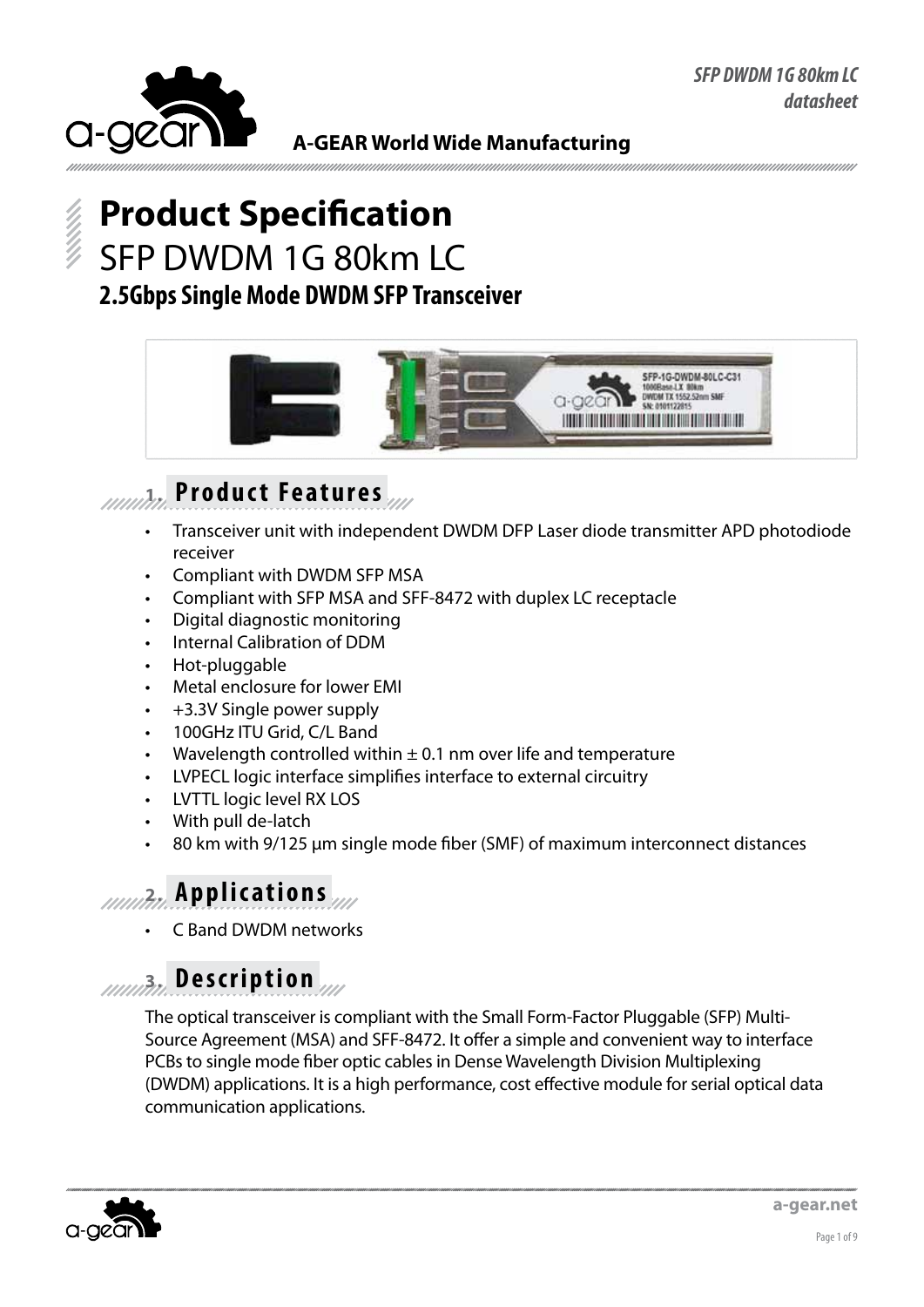# Product Specification

## SFP DWDM 1G 80km LC

### 2.5Gbps Single Mode DWDM SFP Transceiver

## 1. Product Features

- Transceiver unit with independent DWDM DFP Laser diode transmitter APD photodiode receiver
- Compliant with DWDM SFP MSA
- Compliant with SFP MSA and SFF-8472 with duplex LC receptacle
- Digital diagnostic monitoring
- Internal Calibration of DDM
- Hot-pluggable
- Metal enclosure for lower EMI
- +3.3V Single power supply
- 100GHz ITU Grid, C/L Band
- Wavelength controlled within ± 0.1 nm over life and temperature
- LVPECL logic interface simplifies interface to external circuitry
- LVTTL logic level RX LOS
- With pull de-latch
- 80 km with 9/125 µm single mode fiber (SMF) of maximum interconnect distances

## 2. Applications

- C Band DWDM networks

## 3. Description

The optical transceiver is compliant with the Small Form-Factor Pluggable (SFP) Multi-Source Agreement (MSA) and SFF-8472. It offer a simple and convenient way to interface PCBs to single mode fiber optic cables in Dense Wavelength Division Multiplexing (DWDM) applications. It is a high performance, cost effective module for serial optical data communication applications.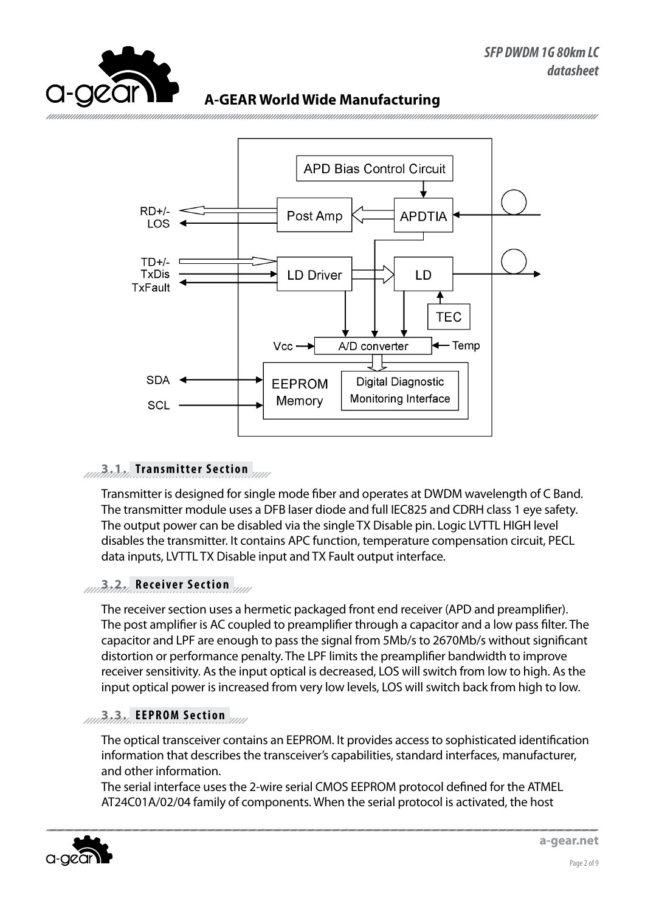### 3.1. Transmitter Section

Transmitter is designed for single mode fiber and operates at DWDM wavelength of C Band. The transmitter module uses a DFB laser diode and full IEC825 and CDRH class 1 eye safety. The output power can be disabled via the single TX Disable pin. Logic LVTTL HIGH level disables the transmitter. It contains APC function, temperature compensation circuit, PECL data inputs, LVTTL TX Disable input and TX Fault output interface.

### 3.2. Receiver Section

The receiver section uses a hermetic packaged front end receiver (APD and preamplifier). The post amplifier is AC coupled to preamplifier through a capacitor and a low pass filter. The capacitor and LPF are enough to pass the signal from 5Mb/s to 2670Mb/s without significant distortion or performance penalty. The LPF limits the preamplifier bandwidth to improve receiver sensitivity. As the input optical is decreased, LOS will switch from low to high. As the input optical power is increased from very low levels, LOS will switch back from high to low.

### 3.3. EEPROM Section

The optical transceiver contains an EEPROM. It provides access to sophisticated identification information that describes the transceiver's capabilities, standard interfaces, manufacturer, and other information.

The serial interface uses the 2-wire serial CMOS EEPROM protocol defined for the ATMEL AT24C01A/02/04 family of components. When the serial protocol is activated, the host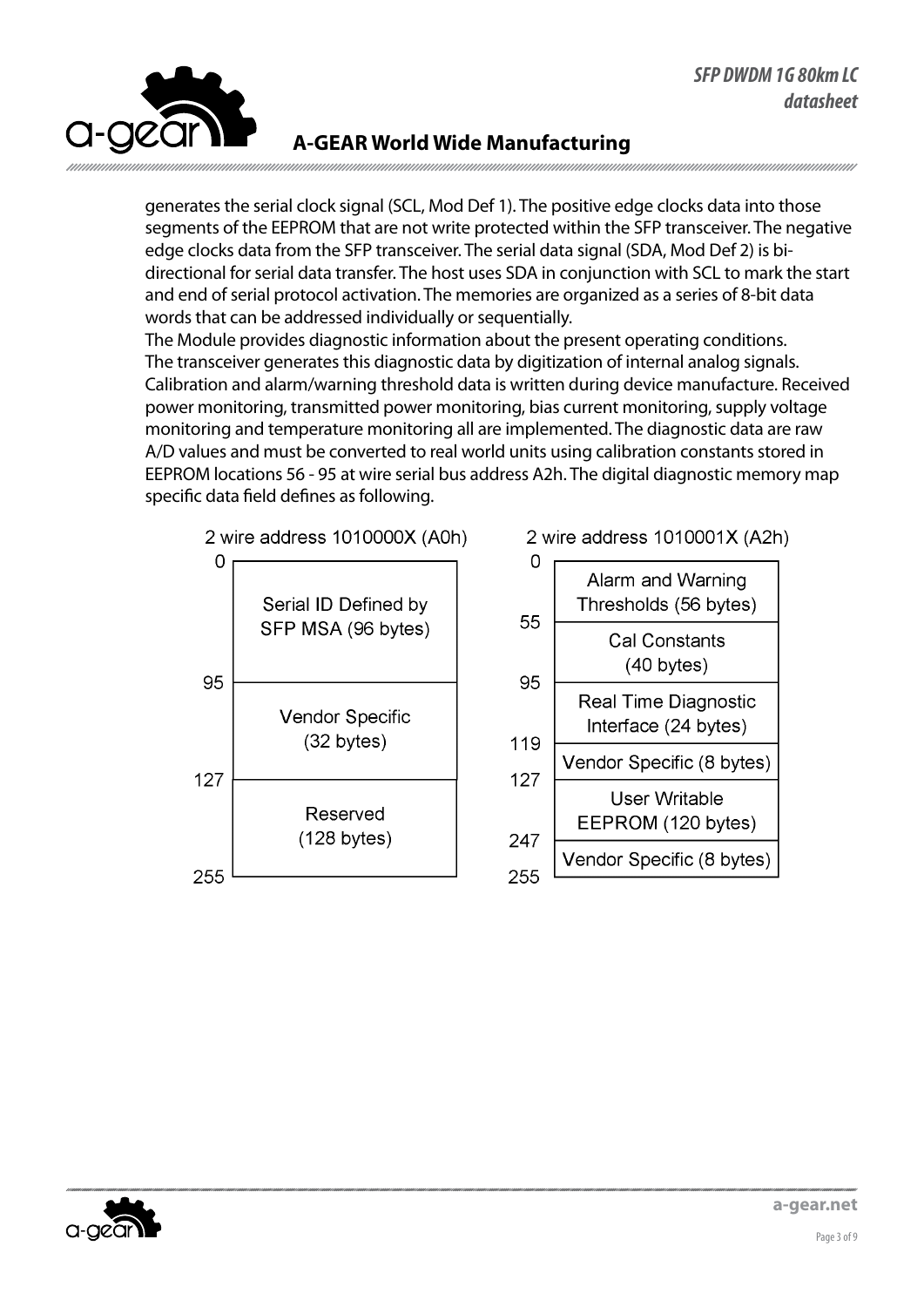generates the serial clock signal (SCL, Mod Def 1). The positive edge clocks data into those segments of the EEPROM that are not write protected within the SFP transceiver. The negative edge clocks data from the SFP transceiver. The serial data signal (SDA, Mod Def 2) is bi-directional for serial data transfer. The host uses SDA in conjunction with SCL to mark the start and end of serial protocol activation. The memories are organized as a series of 8-bit data words that can be addressed individually or sequentially.

The Module provides diagnostic information about the present operating conditions. The transceiver generates this diagnostic data by digitization of internal analog signals. Calibration and alarm/warning threshold data is written during device manufacture. Received power monitoring, transmitted power monitoring, bias current monitoring, supply voltage monitoring and temperature monitoring all are implemented. The diagnostic data are raw A/D values and must be converted to real world units using calibration constants stored in EEPROM locations 56 - 95 at wire serial bus address A2h. The digital diagnostic memory map specific data field defines as following.

2 wire address 1010000X (A0h)

| Address | Content |
| --- | --- |
| 0 – 95 | Serial ID Defined by SFP MSA (96 bytes) |
| 95 – 127 | Vendor Specific (32 bytes) |
| 127 – 255 | Reserved (128 bytes) |

2 wire address 1010001X (A2h)

| Address | Content |
| --- | --- |
| 0 – 55 | Alarm and Warning Thresholds (56 bytes) |
| 55 – 95 | Cal Constants (40 bytes) |
| 95 – 119 | Real Time Diagnostic Interface (24 bytes) |
| 119 – 127 | Vendor Specific (8 bytes) |
| 127 – 247 | User Writable EEPROM (120 bytes) |
| 247 – 255 | Vendor Specific (8 bytes) |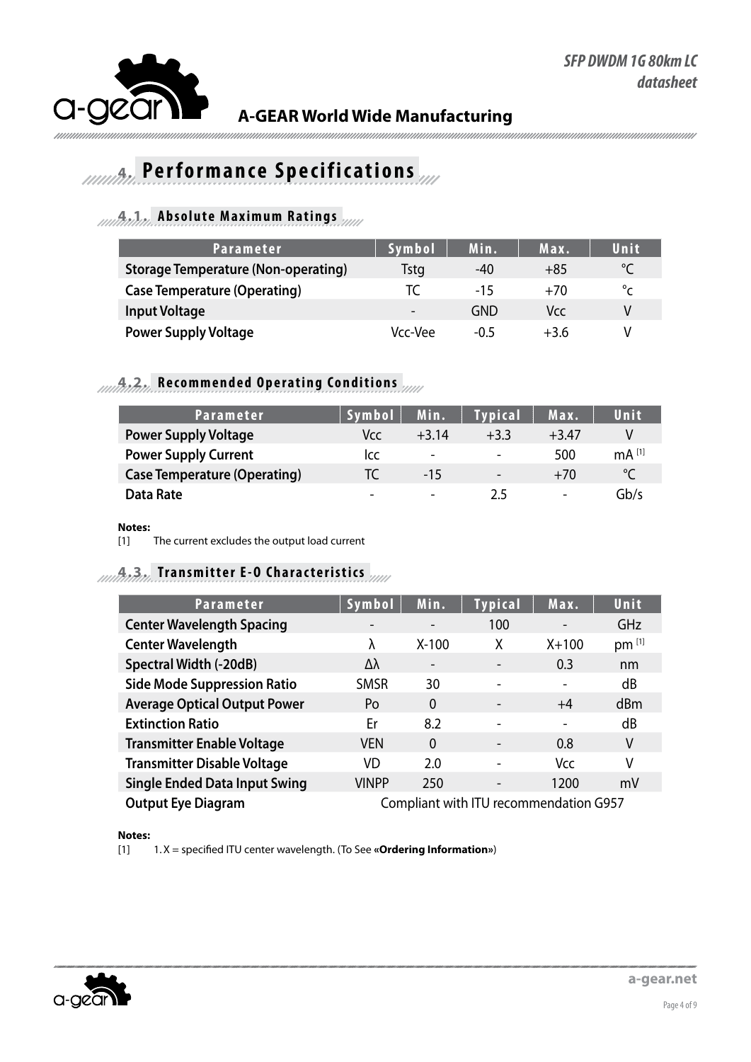# 4. Performance Specifications

## 4.1. Absolute Maximum Ratings

| Parameter | Symbol | Min. | Max. | Unit |
|---|---|---|---|---|
| Storage Temperature (Non-operating) | Tstg | -40 | +85 | ℃ |
| Case Temperature (Operating) | TC | -15 | +70 | °c |
| Input Voltage | - | GND | Vcc | V |
| Power Supply Voltage | Vcc-Vee | -0.5 | +3.6 | V |

## 4.2. Recommended Operating Conditions

| Parameter | Symbol | Min. | Typical | Max. | Unit |
|---|---|---|---|---|---|
| Power Supply Voltage | Vcc | +3.14 | +3.3 | +3.47 | V |
| Power Supply Current | Icc | - | - | 500 | mA [1] |
| Case Temperature (Operating) | TC | -15 | - | +70 | ℃ |
| Data Rate | - | - | 2.5 | - | Gb/s |

**Notes:**

[1] The current excludes the output load current

## 4.3. Transmitter E-O Characteristics

| Parameter | Symbol | Min. | Typical | Max. | Unit |
|---|---|---|---|---|---|
| Center Wavelength Spacing | - | - | 100 | - | GHz |
| Center Wavelength | λ | X-100 | X | X+100 | pm [1] |
| Spectral Width (-20dB) | Δλ | - | - | 0.3 | nm |
| Side Mode Suppression Ratio | SMSR | 30 | - | - | dB |
| Average Optical Output Power | Po | 0 | - | +4 | dBm |
| Extinction Ratio | Er | 8.2 | - | - | dB |
| Transmitter Enable Voltage | VEN | 0 | - | 0.8 | V |
| Transmitter Disable Voltage | VD | 2.0 | - | Vcc | V |
| Single Ended Data Input Swing | VINPP | 250 | - | 1200 | mV |
| Output Eye Diagram | Compliant with ITU recommendation G957 | | | | |

**Notes:**

[1] 1. X = specified ITU center wavelength. (To See **«Ordering Information»**)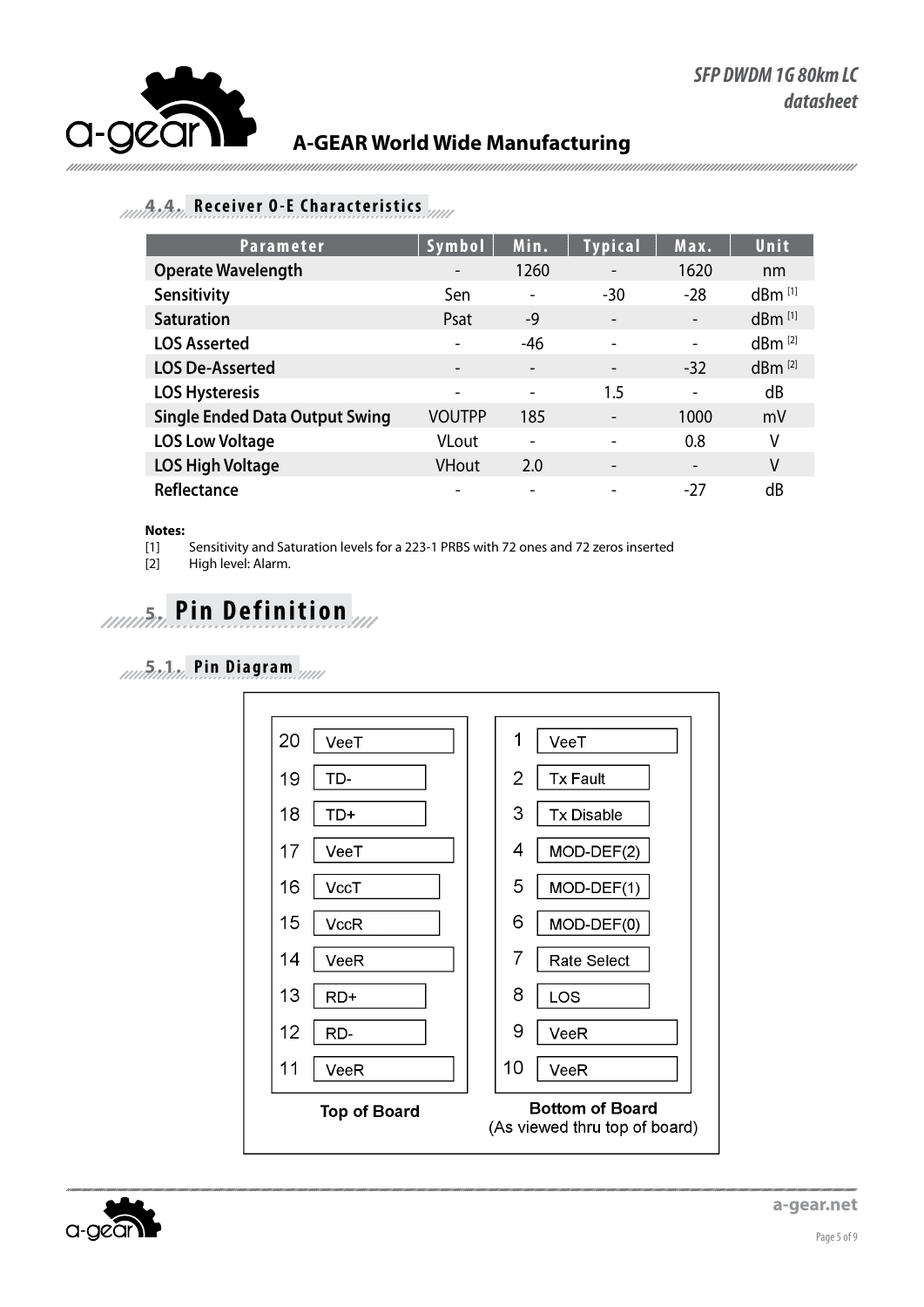### 4.4. Receiver O-E Characteristics

| Parameter | Symbol | Min. | Typical | Max. | Unit |
|---|---|---|---|---|---|
| Operate Wavelength | - | 1260 | - | 1620 | nm |
| Sensitivity | Sen | - | -30 | -28 | dBm [1] |
| Saturation | Psat | -9 | - | - | dBm [1] |
| LOS Asserted | - | -46 | - | - | dBm [2] |
| LOS De-Asserted | - | - | - | -32 | dBm [2] |
| LOS Hysteresis | - | - | 1.5 | - | dB |
| Single Ended Data Output Swing | VOUTPP | 185 | - | 1000 | mV |
| LOS Low Voltage | VLout | - | - | 0.8 | V |
| LOS High Voltage | VHout | 2.0 | - | - | V |
| Reflectance | - | - | - | -27 | dB |

**Notes:**

[1] Sensitivity and Saturation levels for a 223-1 PRBS with 72 ones and 72 zeros inserted

[2] High level: Alarm.

# 5. Pin Definition

### 5.1. Pin Diagram

| Top of Board | | Bottom of Board (As viewed thru top of board) | |
|---|---|---|---|
| 20 | VeeT | 1 | VeeT |
| 19 | TD- | 2 | Tx Fault |
| 18 | TD+ | 3 | Tx Disable |
| 17 | VeeT | 4 | MOD-DEF(2) |
| 16 | VccT | 5 | MOD-DEF(1) |
| 15 | VccR | 6 | MOD-DEF(0) |
| 14 | VeeR | 7 | Rate Select |
| 13 | RD+ | 8 | LOS |
| 12 | RD- | 9 | VeeR |
| 11 | VeeR | 10 | VeeR |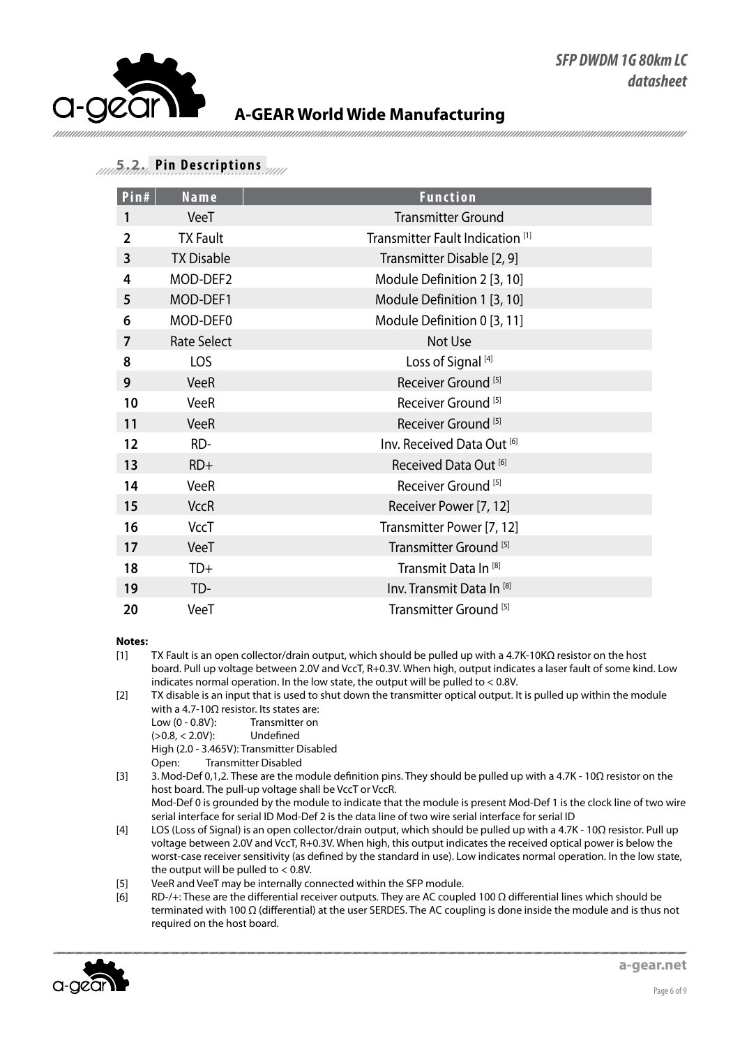## 5.2. Pin Descriptions

| Pin# | Name | Function |
|---|---|---|
| 1 | VeeT | Transmitter Ground |
| 2 | TX Fault | Transmitter Fault Indication [1] |
| 3 | TX Disable | Transmitter Disable [2, 9] |
| 4 | MOD-DEF2 | Module Definition 2 [3, 10] |
| 5 | MOD-DEF1 | Module Definition 1 [3, 10] |
| 6 | MOD-DEF0 | Module Definition 0 [3, 11] |
| 7 | Rate Select | Not Use |
| 8 | LOS | Loss of Signal [4] |
| 9 | VeeR | Receiver Ground [5] |
| 10 | VeeR | Receiver Ground [5] |
| 11 | VeeR | Receiver Ground [5] |
| 12 | RD- | Inv. Received Data Out [6] |
| 13 | RD+ | Received Data Out [6] |
| 14 | VeeR | Receiver Ground [5] |
| 15 | VccR | Receiver Power [7, 12] |
| 16 | VccT | Transmitter Power [7, 12] |
| 17 | VeeT | Transmitter Ground [5] |
| 18 | TD+ | Transmit Data In [8] |
| 19 | TD- | Inv. Transmit Data In [8] |
| 20 | VeeT | Transmitter Ground [5] |

**Notes:**

[1] TX Fault is an open collector/drain output, which should be pulled up with a 4.7K-10KΩ resistor on the host board. Pull up voltage between 2.0V and VccT, R+0.3V. When high, output indicates a laser fault of some kind. Low indicates normal operation. In the low state, the output will be pulled to < 0.8V.

[2] TX disable is an input that is used to shut down the transmitter optical output. It is pulled up within the module with a 4.7-10Ω resistor. Its states are:
Low (0 - 0.8V): Transmitter on
(>0.8, < 2.0V): Undefined
High (2.0 - 3.465V): Transmitter Disabled
Open: Transmitter Disabled

[3] 3. Mod-Def 0,1,2. These are the module definition pins. They should be pulled up with a 4.7K - 10Ω resistor on the host board. The pull-up voltage shall be VccT or VccR.
Mod-Def 0 is grounded by the module to indicate that the module is present Mod-Def 1 is the clock line of two wire serial interface for serial ID Mod-Def 2 is the data line of two wire serial interface for serial ID

[4] LOS (Loss of Signal) is an open collector/drain output, which should be pulled up with a 4.7K - 10Ω resistor. Pull up voltage between 2.0V and VccT, R+0.3V. When high, this output indicates the received optical power is below the worst-case receiver sensitivity (as defined by the standard in use). Low indicates normal operation. In the low state, the output will be pulled to < 0.8V.

[5] VeeR and VeeT may be internally connected within the SFP module.

[6] RD-/+: These are the differential receiver outputs. They are AC coupled 100 Ω differential lines which should be terminated with 100 Ω (differential) at the user SERDES. The AC coupling is done inside the module and is thus not required on the host board.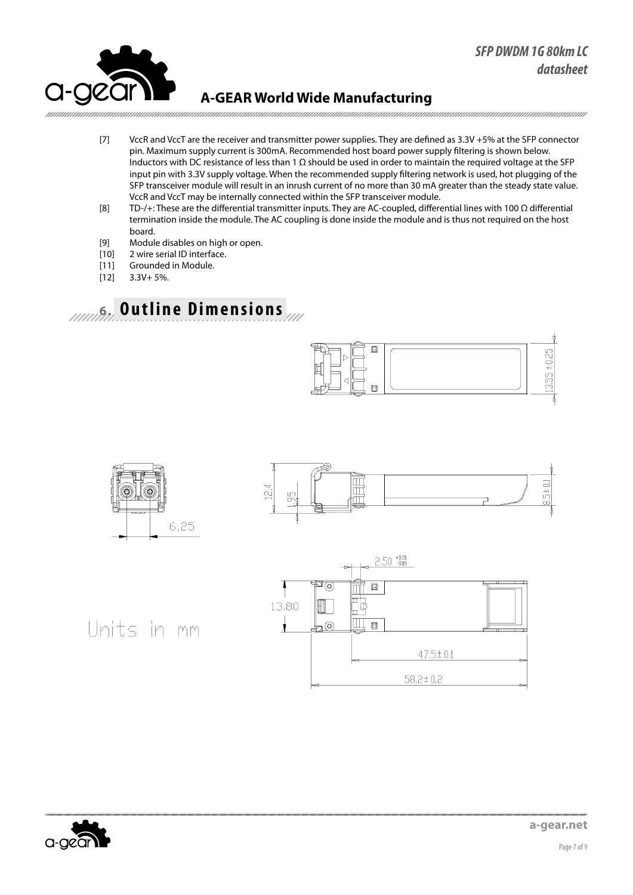[7] VccR and VccT are the receiver and transmitter power supplies. They are defined as 3.3V +5% at the SFP connector pin. Maximum supply current is 300mA. Recommended host board power supply filtering is shown below. Inductors with DC resistance of less than 1 Ω should be used in order to maintain the required voltage at the SFP input pin with 3.3V supply voltage. When the recommended supply filtering network is used, hot plugging of the SFP transceiver module will result in an inrush current of no more than 30 mA greater than the steady state value. VccR and VccT may be internally connected within the SFP transceiver module.

[8] TD-/+: These are the differential transmitter inputs. They are AC-coupled, differential lines with 100 Ω differential termination inside the module. The AC coupling is done inside the module and is thus not required on the host board.

[9] Module disables on high or open.

[10] 2 wire serial ID interface.

[11] Grounded in Module.

[12] 3.3V+ 5%.

## 6. Outline Dimensions

13.55 ±0.25

12.4

1.95

8.5±0.1

6.25

$2.50^{+0.15}_{-0.05}$

13.80

47.5±0.1

58.2±0.2

Units in mm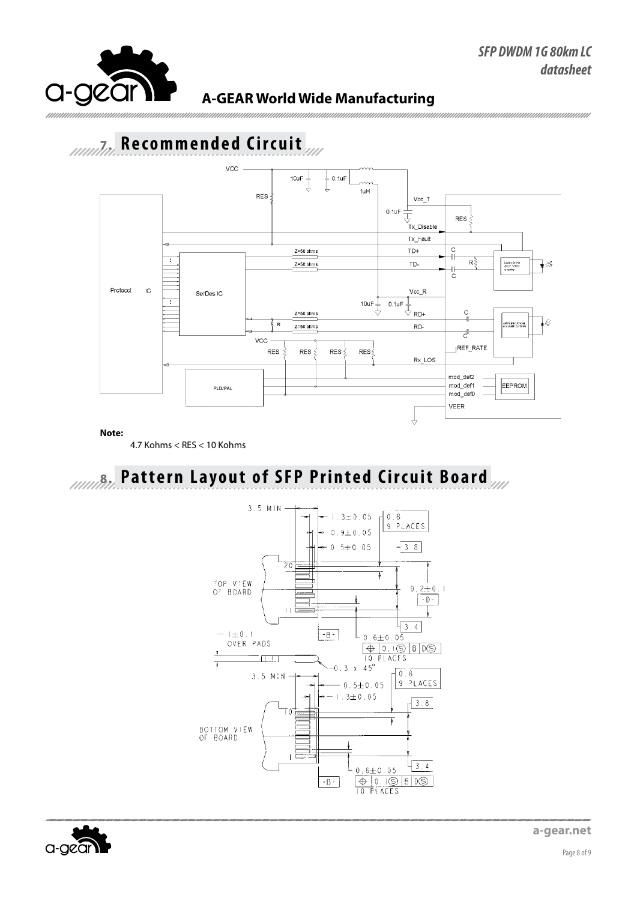## 7. Recommended Circuit

**Note:**

4.7 Kohms < RES < 10 Kohms

## 8. Pattern Layout of SFP Printed Circuit Board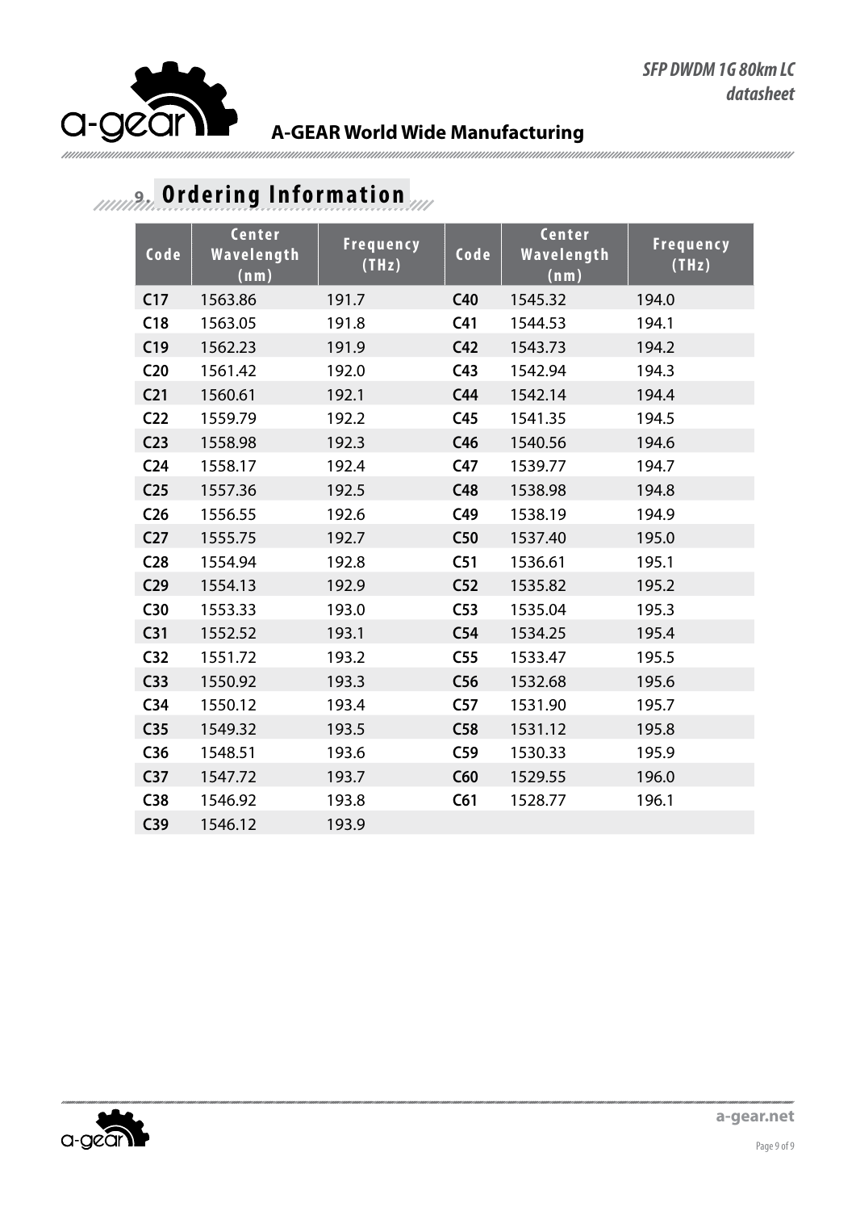## 9. Ordering Information

| Code | Center Wavelength (nm) | Frequency (THz) | Code | Center Wavelength (nm) | Frequency (THz) |
|---|---|---|---|---|---|
| C17 | 1563.86 | 191.7 | C40 | 1545.32 | 194.0 |
| C18 | 1563.05 | 191.8 | C41 | 1544.53 | 194.1 |
| C19 | 1562.23 | 191.9 | C42 | 1543.73 | 194.2 |
| C20 | 1561.42 | 192.0 | C43 | 1542.94 | 194.3 |
| C21 | 1560.61 | 192.1 | C44 | 1542.14 | 194.4 |
| C22 | 1559.79 | 192.2 | C45 | 1541.35 | 194.5 |
| C23 | 1558.98 | 192.3 | C46 | 1540.56 | 194.6 |
| C24 | 1558.17 | 192.4 | C47 | 1539.77 | 194.7 |
| C25 | 1557.36 | 192.5 | C48 | 1538.98 | 194.8 |
| C26 | 1556.55 | 192.6 | C49 | 1538.19 | 194.9 |
| C27 | 1555.75 | 192.7 | C50 | 1537.40 | 195.0 |
| C28 | 1554.94 | 192.8 | C51 | 1536.61 | 195.1 |
| C29 | 1554.13 | 192.9 | C52 | 1535.82 | 195.2 |
| C30 | 1553.33 | 193.0 | C53 | 1535.04 | 195.3 |
| C31 | 1552.52 | 193.1 | C54 | 1534.25 | 195.4 |
| C32 | 1551.72 | 193.2 | C55 | 1533.47 | 195.5 |
| C33 | 1550.92 | 193.3 | C56 | 1532.68 | 195.6 |
| C34 | 1550.12 | 193.4 | C57 | 1531.90 | 195.7 |
| C35 | 1549.32 | 193.5 | C58 | 1531.12 | 195.8 |
| C36 | 1548.51 | 193.6 | C59 | 1530.33 | 195.9 |
| C37 | 1547.72 | 193.7 | C60 | 1529.55 | 196.0 |
| C38 | 1546.92 | 193.8 | C61 | 1528.77 | 196.1 |
| C39 | 1546.12 | 193.9 | | | |